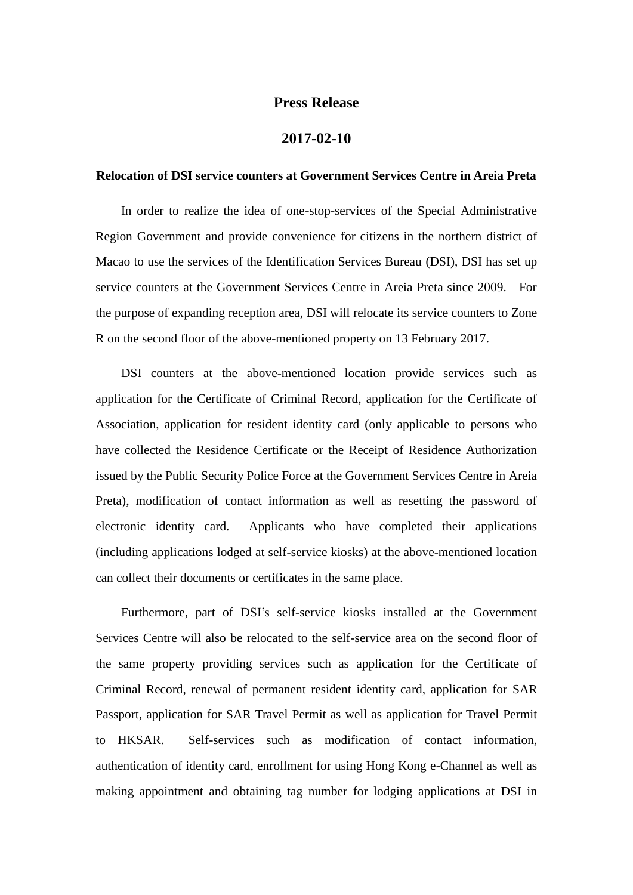# Press Release

## 2017-02-10

**Relocation of DSI service counters at Government Services Centre in Areia Preta**

In order to realize the idea of one-stop-services of the Special Administrative Region Government and provide convenience for citizens in the northern district of Macao to use the services of the Identification Services Bureau (DSI), DSI has set up service counters at the Government Services Centre in Areia Preta since 2009. For the purpose of expanding reception area, DSI will relocate its service counters to Zone R on the second floor of the above-mentioned property on 13 February 2017.

DSI counters at the above-mentioned location provide services such as application for the Certificate of Criminal Record, application for the Certificate of Association, application for resident identity card (only applicable to persons who have collected the Residence Certificate or the Receipt of Residence Authorization issued by the Public Security Police Force at the Government Services Centre in Areia Preta), modification of contact information as well as resetting the password of electronic identity card. Applicants who have completed their applications (including applications lodged at self-service kiosks) at the above-mentioned location can collect their documents or certificates in the same place.

Furthermore, part of DSI's self-service kiosks installed at the Government Services Centre will also be relocated to the self-service area on the second floor of the same property providing services such as application for the Certificate of Criminal Record, renewal of permanent resident identity card, application for SAR Passport, application for SAR Travel Permit as well as application for Travel Permit to HKSAR. Self-services such as modification of contact information, authentication of identity card, enrollment for using Hong Kong e-Channel as well as making appointment and obtaining tag number for lodging applications at DSI in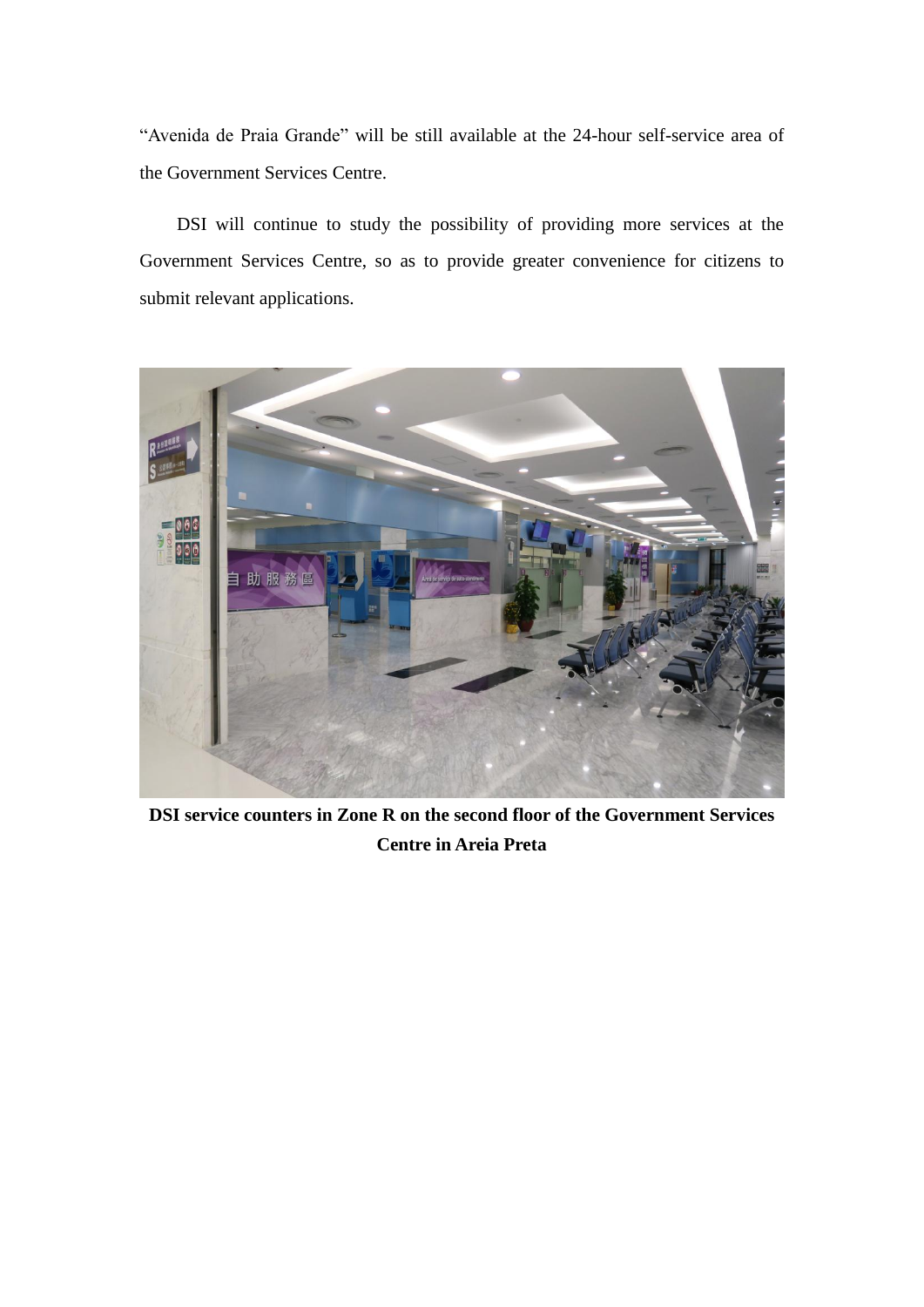"Avenida de Praia Grande" will be still available at the 24-hour self-service area of the Government Services Centre.

DSI will continue to study the possibility of providing more services at the Government Services Centre, so as to provide greater convenience for citizens to submit relevant applications.

**DSI service counters in Zone R on the second floor of the Government Services Centre in Areia Preta**